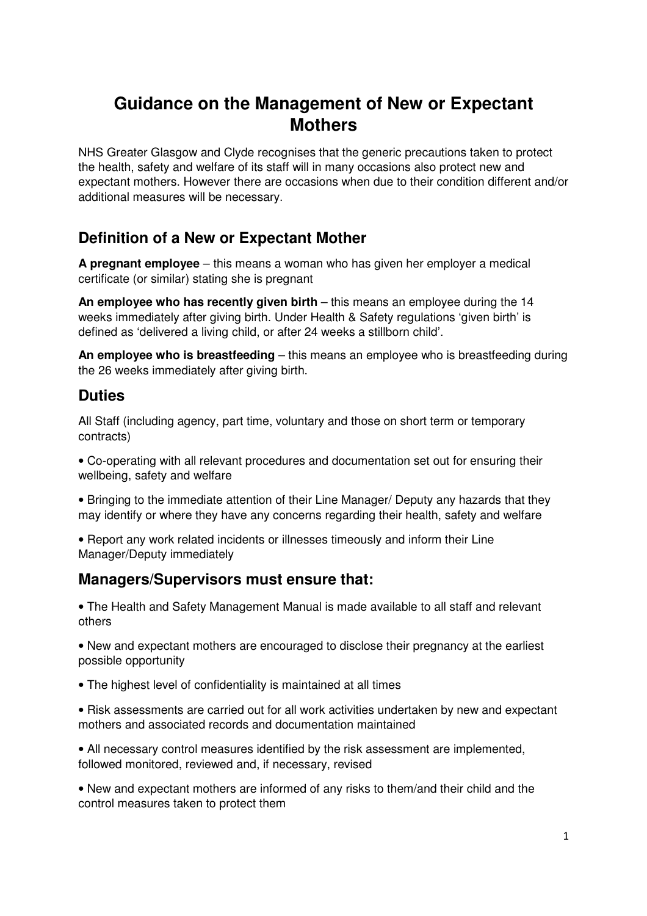# Guidance on the Management of New or Expectant Mothers

NHS Greater Glasgow and Clyde recognises that the generic precautions taken to protect the health, safety and welfare of its staff will in many occasions also protect new and expectant mothers. However there are occasions when due to their condition different and/or additional measures will be necessary.

## Definition of a New or Expectant Mother

**A pregnant employee** – this means a woman who has given her employer a medical certificate (or similar) stating she is pregnant

**An employee who has recently given birth** – this means an employee during the 14 weeks immediately after giving birth. Under Health & Safety regulations 'given birth' is defined as 'delivered a living child, or after 24 weeks a stillborn child'.

**An employee who is breastfeeding** – this means an employee who is breastfeeding during the 26 weeks immediately after giving birth.

## Duties

All Staff (including agency, part time, voluntary and those on short term or temporary contracts)

• Co-operating with all relevant procedures and documentation set out for ensuring their wellbeing, safety and welfare

• Bringing to the immediate attention of their Line Manager/ Deputy any hazards that they may identify or where they have any concerns regarding their health, safety and welfare

• Report any work related incidents or illnesses timeously and inform their Line Manager/Deputy immediately

## Managers/Supervisors must ensure that:

• The Health and Safety Management Manual is made available to all staff and relevant others

• New and expectant mothers are encouraged to disclose their pregnancy at the earliest possible opportunity

• The highest level of confidentiality is maintained at all times

• Risk assessments are carried out for all work activities undertaken by new and expectant mothers and associated records and documentation maintained

• All necessary control measures identified by the risk assessment are implemented, followed monitored, reviewed and, if necessary, revised

• New and expectant mothers are informed of any risks to them/and their child and the control measures taken to protect them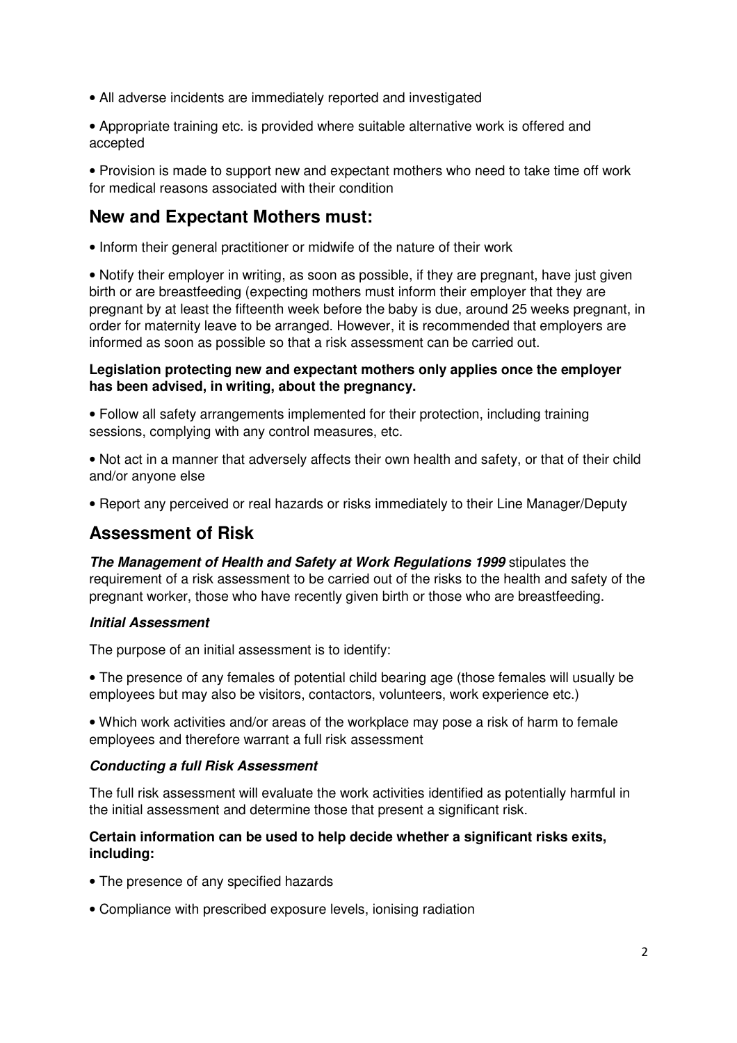- All adverse incidents are immediately reported and investigated
- Appropriate training etc. is provided where suitable alternative work is offered and accepted
- Provision is made to support new and expectant mothers who need to take time off work for medical reasons associated with their condition

## New and Expectant Mothers must:

- Inform their general practitioner or midwife of the nature of their work
- Notify their employer in writing, as soon as possible, if they are pregnant, have just given birth or are breastfeeding (expecting mothers must inform their employer that they are pregnant by at least the fifteenth week before the baby is due, around 25 weeks pregnant, in order for maternity leave to be arranged. However, it is recommended that employers are informed as soon as possible so that a risk assessment can be carried out.

**Legislation protecting new and expectant mothers only applies once the employer has been advised, in writing, about the pregnancy.**

- Follow all safety arrangements implemented for their protection, including training sessions, complying with any control measures, etc.
- Not act in a manner that adversely affects their own health and safety, or that of their child and/or anyone else
- Report any perceived or real hazards or risks immediately to their Line Manager/Deputy

## Assessment of Risk

***The Management of Health and Safety at Work Regulations 1999*** stipulates the requirement of a risk assessment to be carried out of the risks to the health and safety of the pregnant worker, those who have recently given birth or those who are breastfeeding.

### *Initial Assessment*

The purpose of an initial assessment is to identify:

- The presence of any females of potential child bearing age (those females will usually be employees but may also be visitors, contactors, volunteers, work experience etc.)
- Which work activities and/or areas of the workplace may pose a risk of harm to female employees and therefore warrant a full risk assessment

### *Conducting a full Risk Assessment*

The full risk assessment will evaluate the work activities identified as potentially harmful in the initial assessment and determine those that present a significant risk.

**Certain information can be used to help decide whether a significant risks exits, including:**

- The presence of any specified hazards
- Compliance with prescribed exposure levels, ionising radiation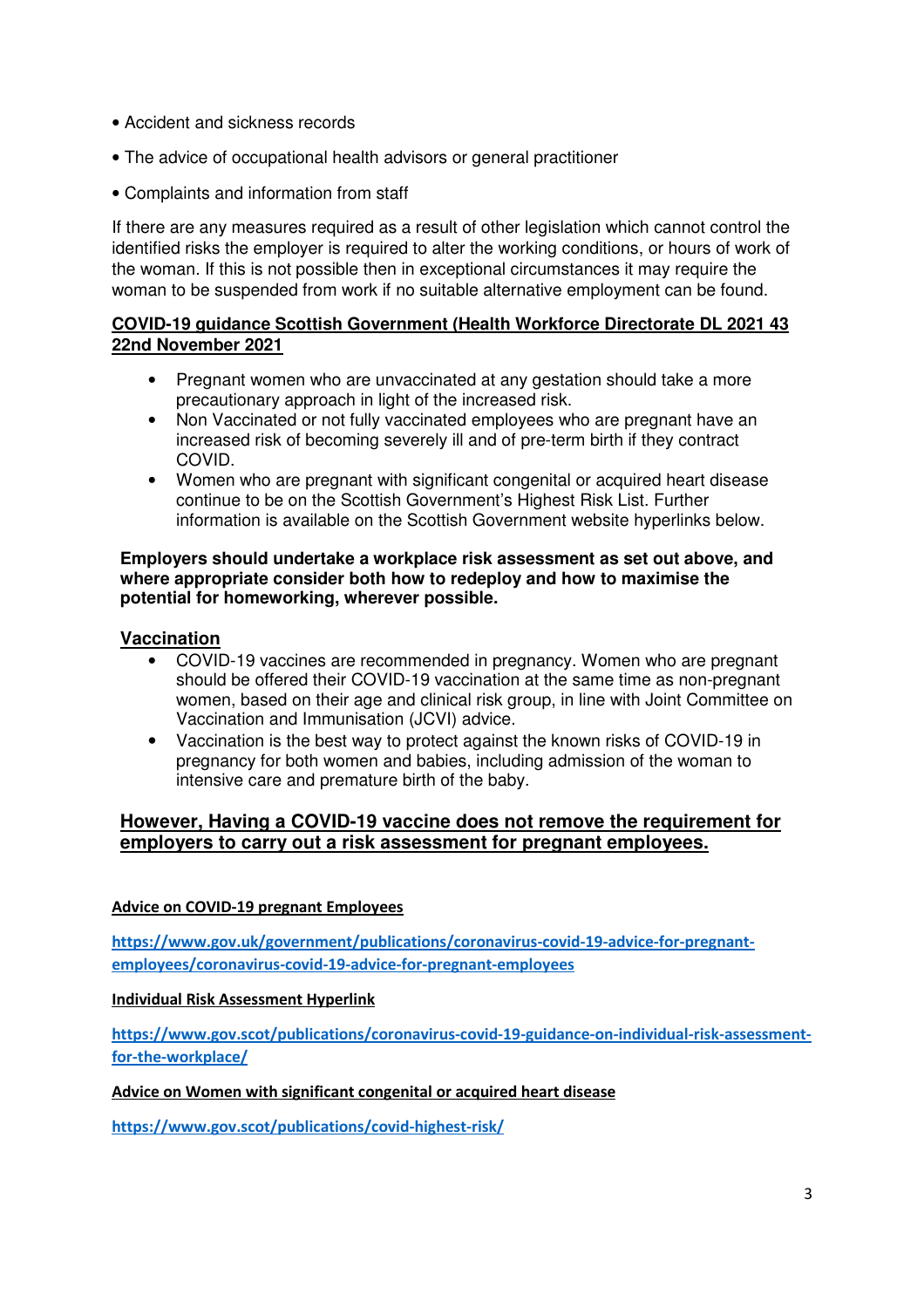- Accident and sickness records
- The advice of occupational health advisors or general practitioner
- Complaints and information from staff

If there are any measures required as a result of other legislation which cannot control the identified risks the employer is required to alter the working conditions, or hours of work of the woman. If this is not possible then in exceptional circumstances it may require the woman to be suspended from work if no suitable alternative employment can be found.

## COVID-19 guidance Scottish Government (Health Workforce Directorate DL 2021 43 22nd November 2021

- Pregnant women who are unvaccinated at any gestation should take a more precautionary approach in light of the increased risk.
- Non Vaccinated or not fully vaccinated employees who are pregnant have an increased risk of becoming severely ill and of pre-term birth if they contract COVID.
- Women who are pregnant with significant congenital or acquired heart disease continue to be on the Scottish Government's Highest Risk List. Further information is available on the Scottish Government website hyperlinks below.

**Employers should undertake a workplace risk assessment as set out above, and where appropriate consider both how to redeploy and how to maximise the potential for homeworking, wherever possible.**

## Vaccination

- COVID-19 vaccines are recommended in pregnancy. Women who are pregnant should be offered their COVID-19 vaccination at the same time as non-pregnant women, based on their age and clinical risk group, in line with Joint Committee on Vaccination and Immunisation (JCVI) advice.
- Vaccination is the best way to protect against the known risks of COVID-19 in pregnancy for both women and babies, including admission of the woman to intensive care and premature birth of the baby.

## However, Having a COVID-19 vaccine does not remove the requirement for employers to carry out a risk assessment for pregnant employees.

**Advice on COVID-19 pregnant Employees**

https://www.gov.uk/government/publications/coronavirus-covid-19-advice-for-pregnant-employees/coronavirus-covid-19-advice-for-pregnant-employees

**Individual Risk Assessment Hyperlink**

https://www.gov.scot/publications/coronavirus-covid-19-guidance-on-individual-risk-assessment-for-the-workplace/

**Advice on Women with significant congenital or acquired heart disease**

https://www.gov.scot/publications/covid-highest-risk/